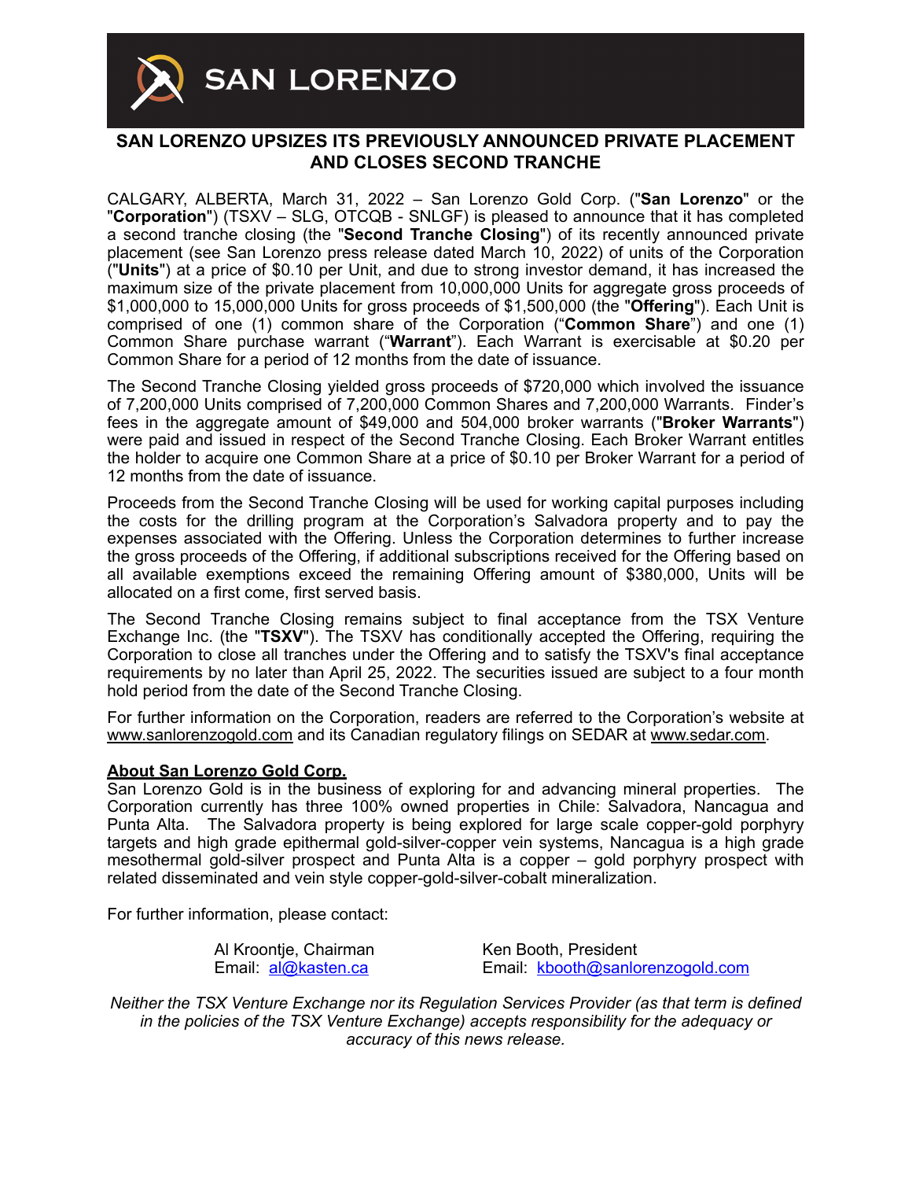SAN LORENZO

## SAN LORENZO UPSIZES ITS PREVIOUSLY ANNOUNCED PRIVATE PLACEMENT AND CLOSES SECOND TRANCHE

CALGARY, ALBERTA, March 31, 2022 – San Lorenzo Gold Corp. ("**San Lorenzo**" or the "**Corporation**") (TSXV – SLG, OTCQB - SNLGF) is pleased to announce that it has completed a second tranche closing (the "**Second Tranche Closing**") of its recently announced private placement (see San Lorenzo press release dated March 10, 2022) of units of the Corporation ("**Units**") at a price of $0.10 per Unit, and due to strong investor demand, it has increased the maximum size of the private placement from 10,000,000 Units for aggregate gross proceeds of $1,000,000 to 15,000,000 Units for gross proceeds of $1,500,000 (the "**Offering**"). Each Unit is comprised of one (1) common share of the Corporation ("**Common Share**") and one (1) Common Share purchase warrant ("**Warrant**"). Each Warrant is exercisable at $0.20 per Common Share for a period of 12 months from the date of issuance.

The Second Tranche Closing yielded gross proceeds of $720,000 which involved the issuance of 7,200,000 Units comprised of 7,200,000 Common Shares and 7,200,000 Warrants. Finder's fees in the aggregate amount of $49,000 and 504,000 broker warrants ("**Broker Warrants**") were paid and issued in respect of the Second Tranche Closing. Each Broker Warrant entitles the holder to acquire one Common Share at a price of $0.10 per Broker Warrant for a period of 12 months from the date of issuance.

Proceeds from the Second Tranche Closing will be used for working capital purposes including the costs for the drilling program at the Corporation's Salvadora property and to pay the expenses associated with the Offering. Unless the Corporation determines to further increase the gross proceeds of the Offering, if additional subscriptions received for the Offering based on all available exemptions exceed the remaining Offering amount of $380,000, Units will be allocated on a first come, first served basis.

The Second Tranche Closing remains subject to final acceptance from the TSX Venture Exchange Inc. (the "**TSXV**"). The TSXV has conditionally accepted the Offering, requiring the Corporation to close all tranches under the Offering and to satisfy the TSXV's final acceptance requirements by no later than April 25, 2022. The securities issued are subject to a four month hold period from the date of the Second Tranche Closing.

For further information on the Corporation, readers are referred to the Corporation's website at www.sanlorenzogold.com and its Canadian regulatory filings on SEDAR at www.sedar.com.

**About San Lorenzo Gold Corp.**

San Lorenzo Gold is in the business of exploring for and advancing mineral properties. The Corporation currently has three 100% owned properties in Chile: Salvadora, Nancagua and Punta Alta. The Salvadora property is being explored for large scale copper-gold porphyry targets and high grade epithermal gold-silver-copper vein systems, Nancagua is a high grade mesothermal gold-silver prospect and Punta Alta is a copper – gold porphyry prospect with related disseminated and vein style copper-gold-silver-cobalt mineralization.

For further information, please contact:

Al Kroontje, Chairman
Email: al@kasten.ca

Ken Booth, President
Email: kbooth@sanlorenzogold.com

*Neither the TSX Venture Exchange nor its Regulation Services Provider (as that term is defined in the policies of the TSX Venture Exchange) accepts responsibility for the adequacy or accuracy of this news release.*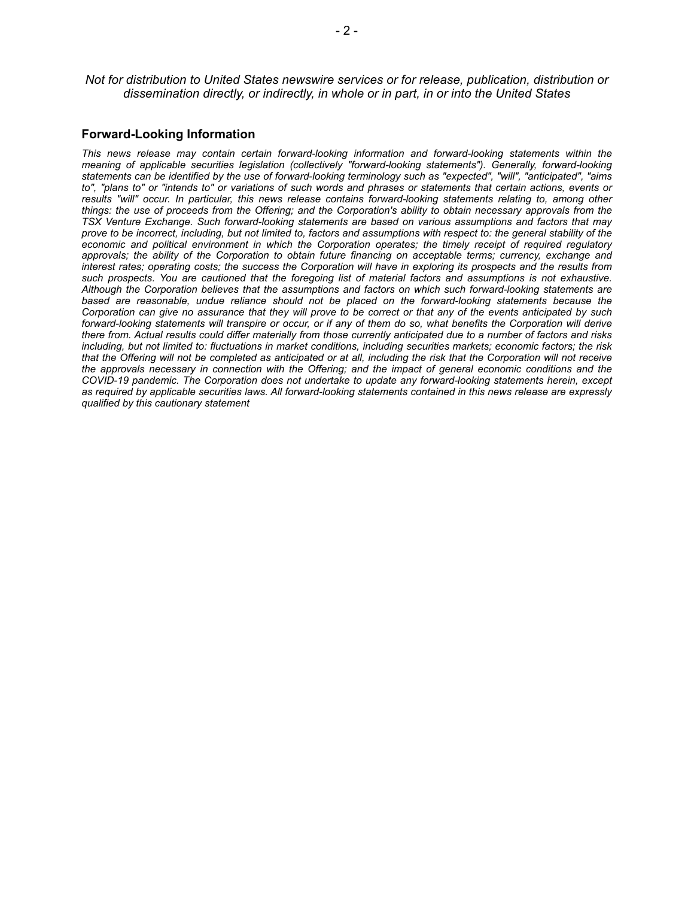*Not for distribution to United States newswire services or for release, publication, distribution or dissemination directly, or indirectly, in whole or in part, in or into the United States*

## Forward-Looking Information

*This news release may contain certain forward-looking information and forward-looking statements within the meaning of applicable securities legislation (collectively "forward-looking statements"). Generally, forward-looking statements can be identified by the use of forward-looking terminology such as "expected", "will", "anticipated", "aims to", "plans to" or "intends to" or variations of such words and phrases or statements that certain actions, events or results "will" occur. In particular, this news release contains forward-looking statements relating to, among other things: the use of proceeds from the Offering; and the Corporation's ability to obtain necessary approvals from the TSX Venture Exchange. Such forward-looking statements are based on various assumptions and factors that may prove to be incorrect, including, but not limited to, factors and assumptions with respect to: the general stability of the economic and political environment in which the Corporation operates; the timely receipt of required regulatory approvals; the ability of the Corporation to obtain future financing on acceptable terms; currency, exchange and interest rates; operating costs; the success the Corporation will have in exploring its prospects and the results from such prospects. You are cautioned that the foregoing list of material factors and assumptions is not exhaustive. Although the Corporation believes that the assumptions and factors on which such forward-looking statements are based are reasonable, undue reliance should not be placed on the forward-looking statements because the Corporation can give no assurance that they will prove to be correct or that any of the events anticipated by such forward-looking statements will transpire or occur, or if any of them do so, what benefits the Corporation will derive there from. Actual results could differ materially from those currently anticipated due to a number of factors and risks including, but not limited to: fluctuations in market conditions, including securities markets; economic factors; the risk that the Offering will not be completed as anticipated or at all, including the risk that the Corporation will not receive the approvals necessary in connection with the Offering; and the impact of general economic conditions and the COVID-19 pandemic. The Corporation does not undertake to update any forward-looking statements herein, except as required by applicable securities laws. All forward-looking statements contained in this news release are expressly qualified by this cautionary statement*